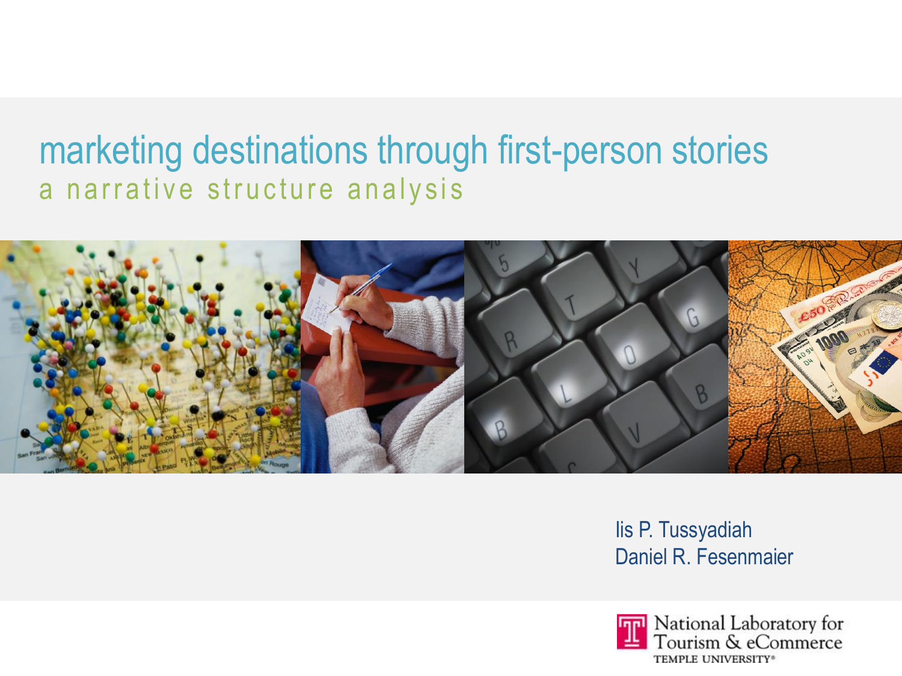# marketing destinations through first-person stories

## a narrative structure analysis

Iis P. Tussyadiah
Daniel R. Fesenmaier

National Laboratory for Tourism & eCommerce
TEMPLE UNIVERSITY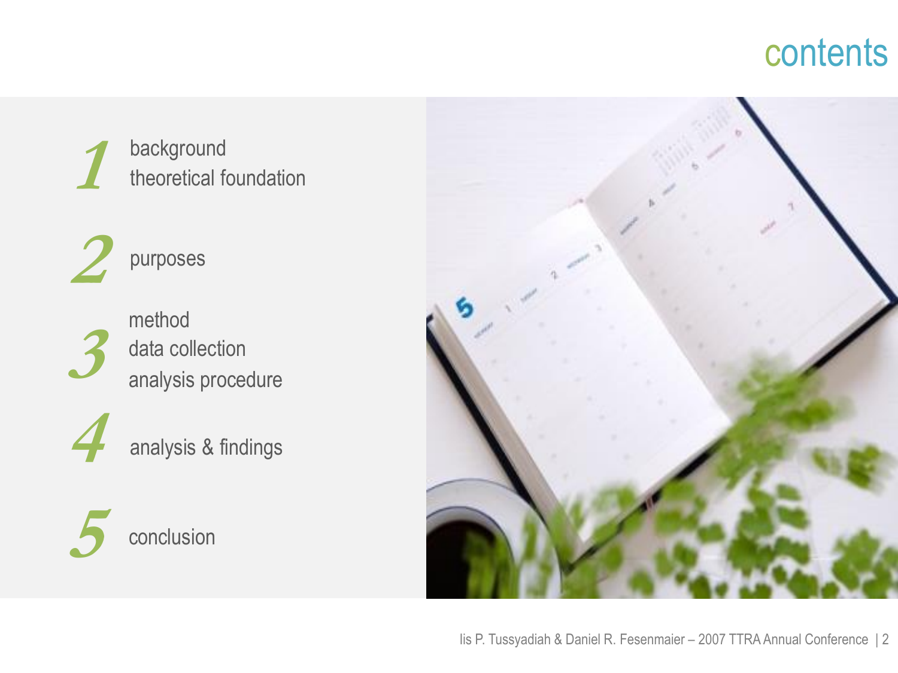# contents

1. background
   theoretical foundation

2. purposes

3. method
   data collection
   analysis procedure

4. analysis & findings

5. conclusion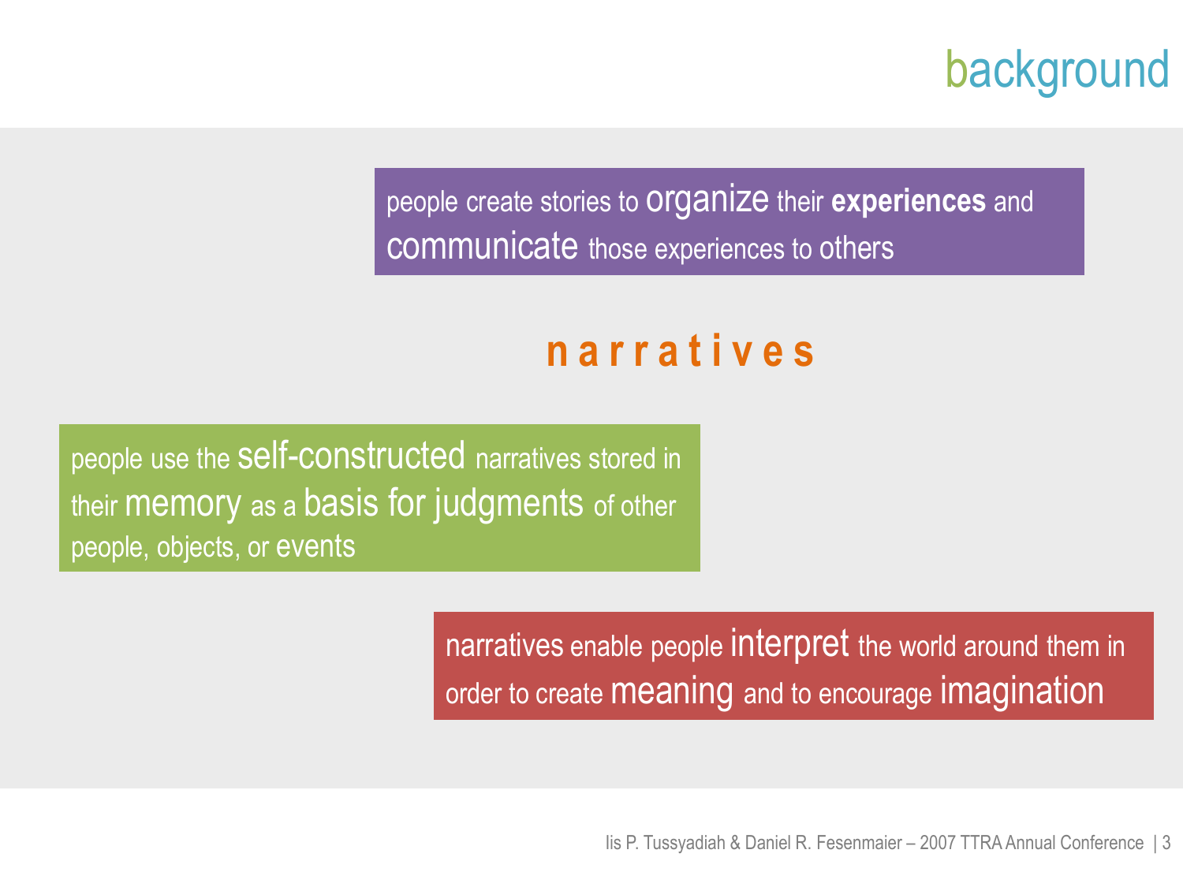# background

people create stories to organize their **experiences** and communicate those experiences to others

## n a r r a t i v e s

people use the self-constructed narratives stored in their memory as a basis for judgments of other people, objects, or events

narratives enable people interpret the world around them in order to create meaning and to encourage imagination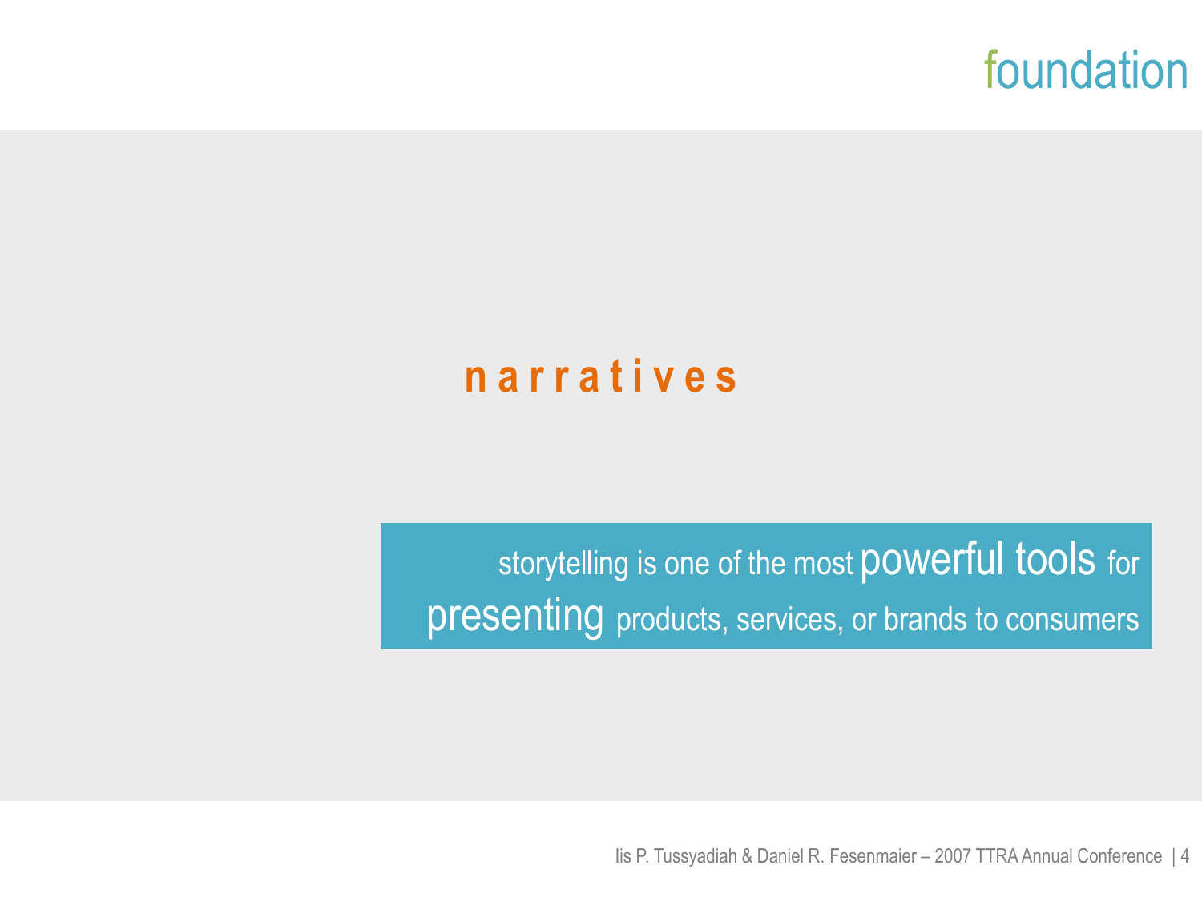# foundation

## narratives

storytelling is one of the most **powerful tools** for **presenting** products, services, or brands to consumers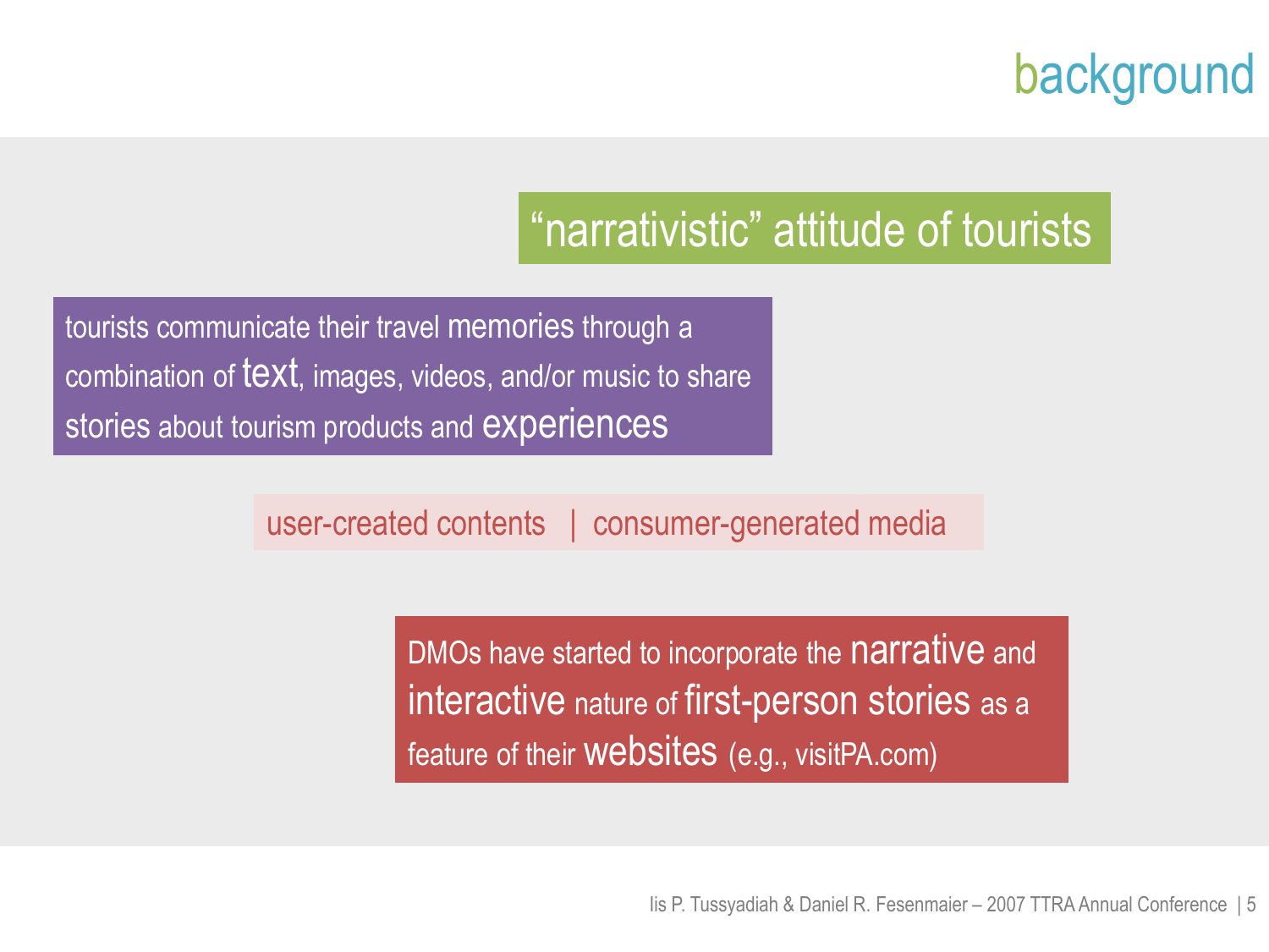# background

## "narrativistic" attitude of tourists

tourists communicate their travel memories through a combination of text, images, videos, and/or music to share stories about tourism products and experiences

user-created contents | consumer-generated media

DMOs have started to incorporate the narrative and interactive nature of first-person stories as a feature of their websites (e.g., visitPA.com)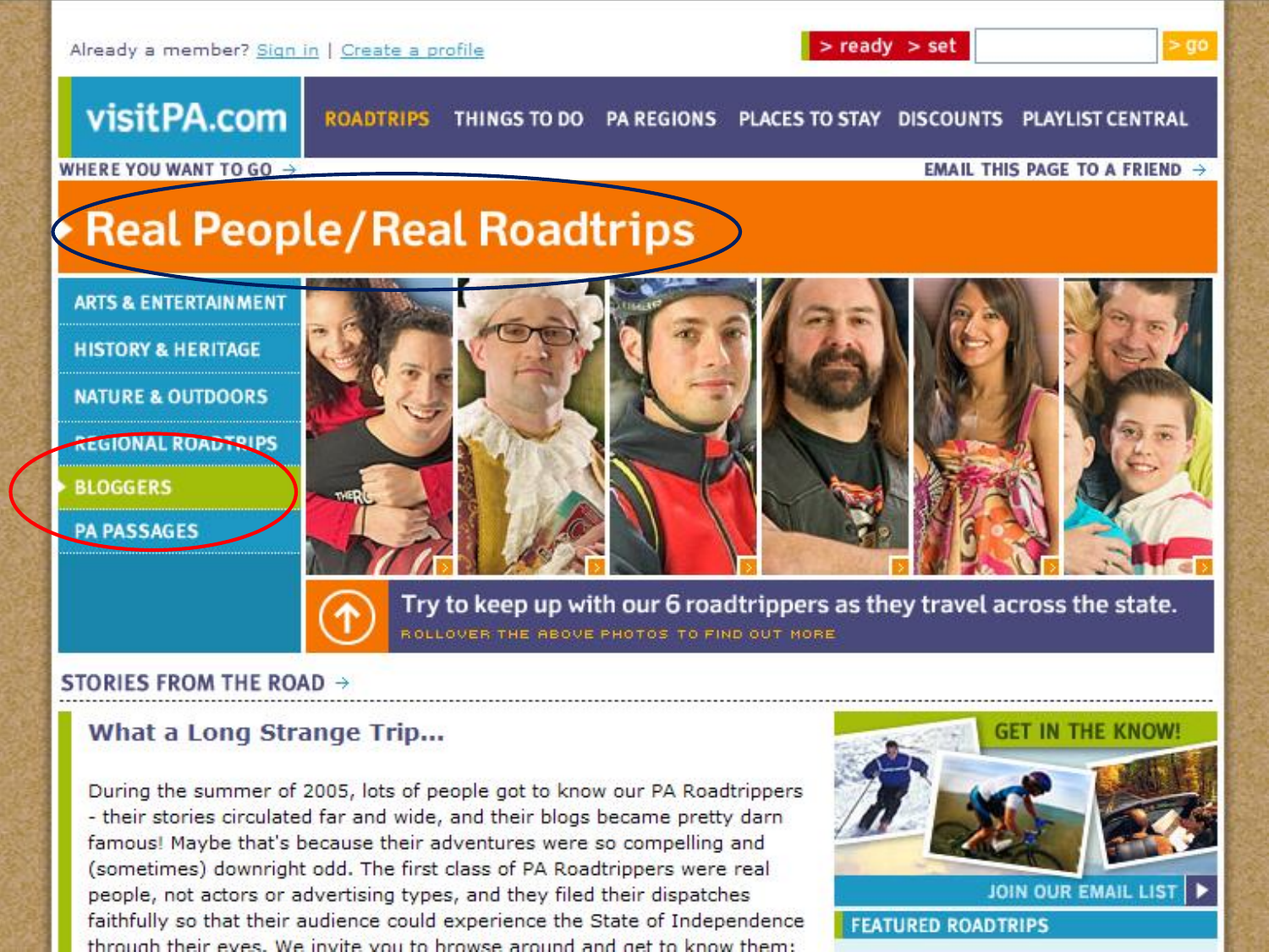Already a member? Sign in | Create a profile

> ready > set > go

visitPA.com

ROADTRIPS THINGS TO DO PA REGIONS PLACES TO STAY DISCOUNTS PLAYLIST CENTRAL

WHERE YOU WANT TO GO →

EMAIL THIS PAGE TO A FRIEND →

# Real People/Real Roadtrips

- ARTS & ENTERTAINMENT
- HISTORY & HERITAGE
- NATURE & OUTDOORS
- REGIONAL ROADTRIPS
- BLOGGERS
- PA PASSAGES

Try to keep up with our 6 roadtrippers as they travel across the state.

ROLLOVER THE ABOVE PHOTOS TO FIND OUT MORE

STORIES FROM THE ROAD →

## What a Long Strange Trip...

During the summer of 2005, lots of people got to know our PA Roadtrippers - their stories circulated far and wide, and their blogs became pretty darn famous! Maybe that's because their adventures were so compelling and (sometimes) downright odd. The first class of PA Roadtrippers were real people, not actors or advertising types, and they filed their dispatches faithfully so that their audience could experience the State of Independence through their eyes. We invite you to browse around and get to know them:

GET IN THE KNOW!

JOIN OUR EMAIL LIST

FEATURED ROADTRIPS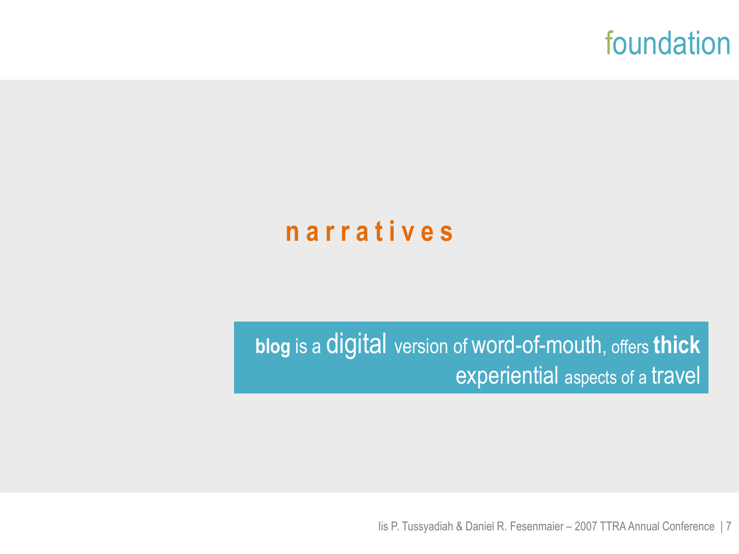# foundation

## n a r r a t i v e s

**blog** is a digital version of word-of-mouth, offers **thick** experiential aspects of a travel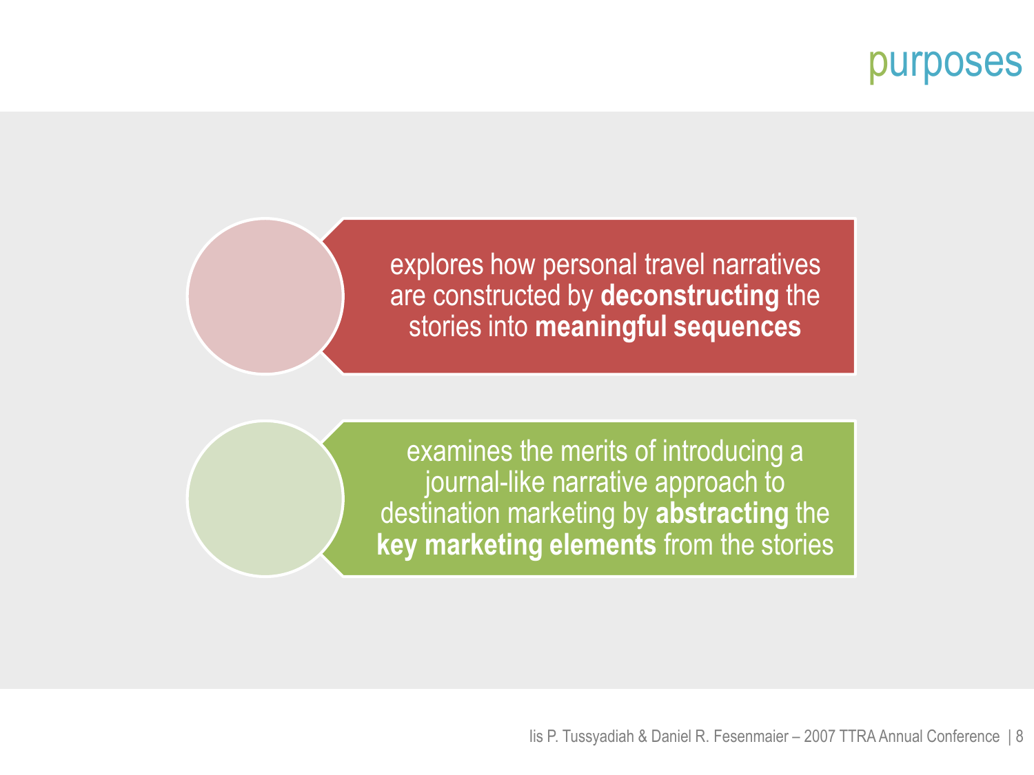# purposes

- explores how personal travel narratives are constructed by **deconstructing** the stories into **meaningful sequences**

- examines the merits of introducing a journal-like narrative approach to destination marketing by **abstracting** the **key marketing elements** from the stories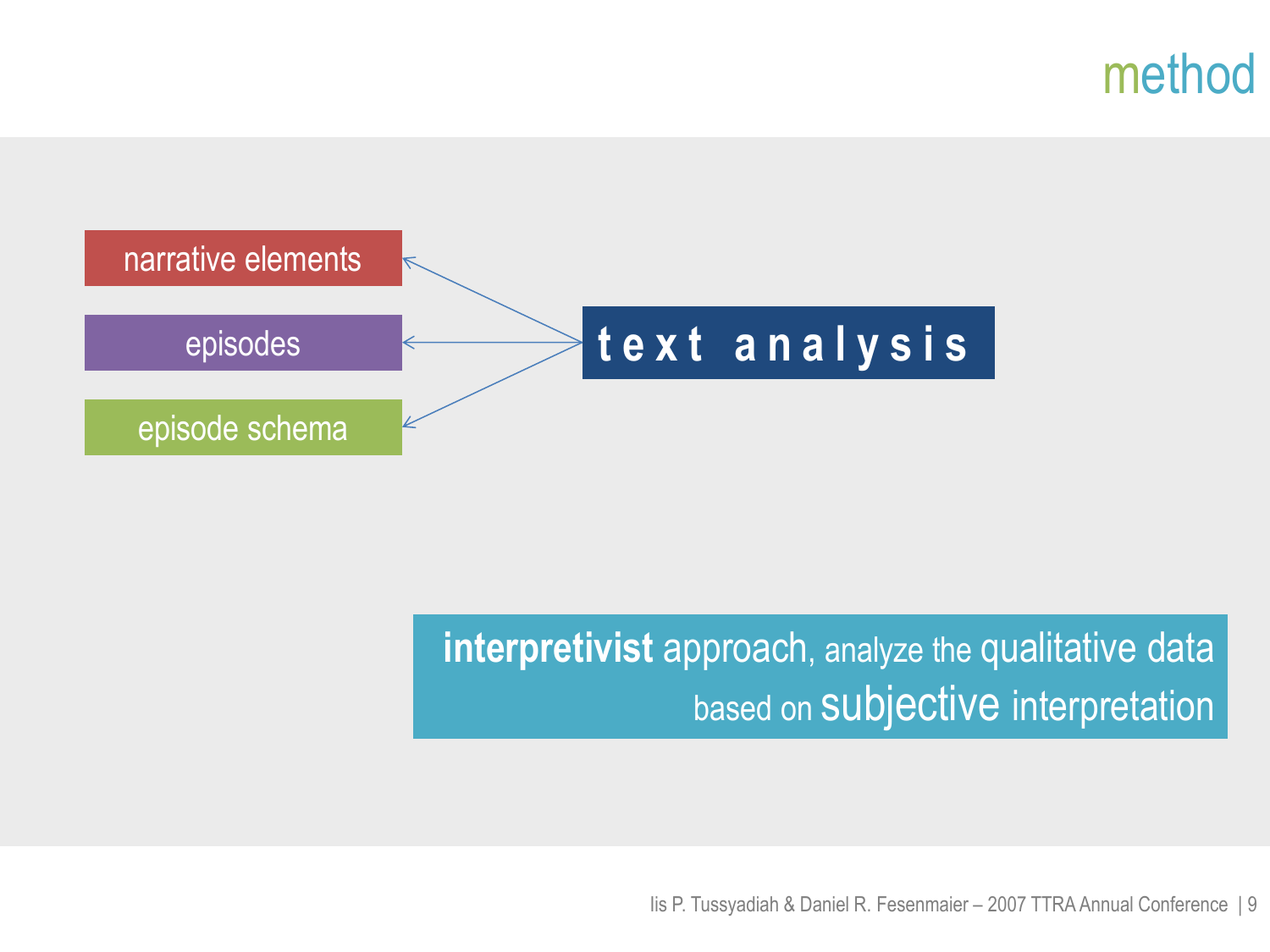# method

**text analysis**

- narrative elements
- episodes
- episode schema

**interpretivist** approach, analyze the qualitative data based on subjective interpretation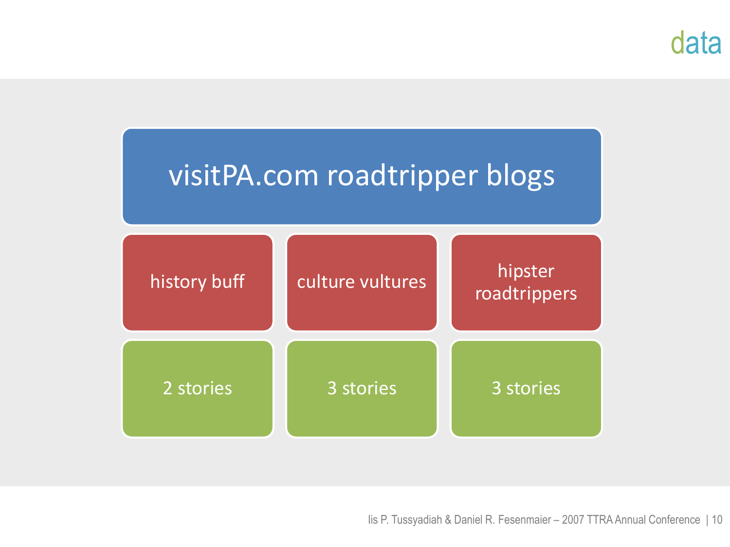# data

## visitPA.com roadtripper blogs

| history buff | culture vultures | hipster roadtrippers |
| --- | --- | --- |
| 2 stories | 3 stories | 3 stories |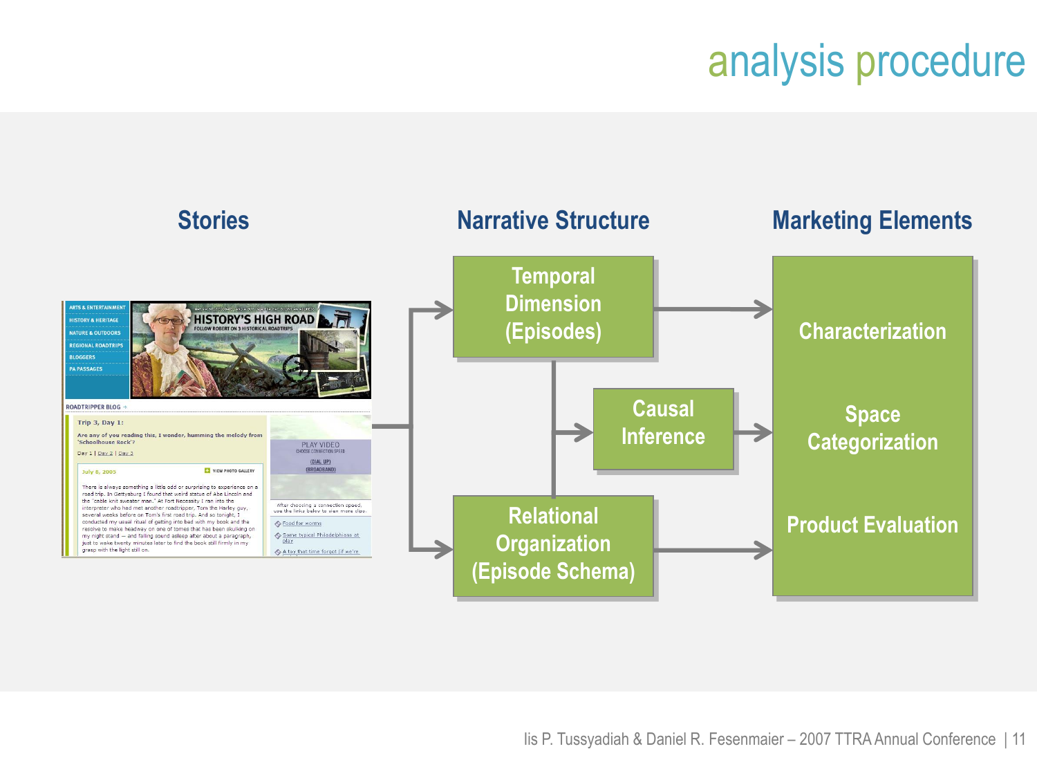# analysis procedure

**Stories**

**Narrative Structure**

- Temporal Dimension (Episodes)
- Causal Inference
- Relational Organization (Episode Schema)

**Marketing Elements**

- Characterization
- Space Categorization
- Product Evaluation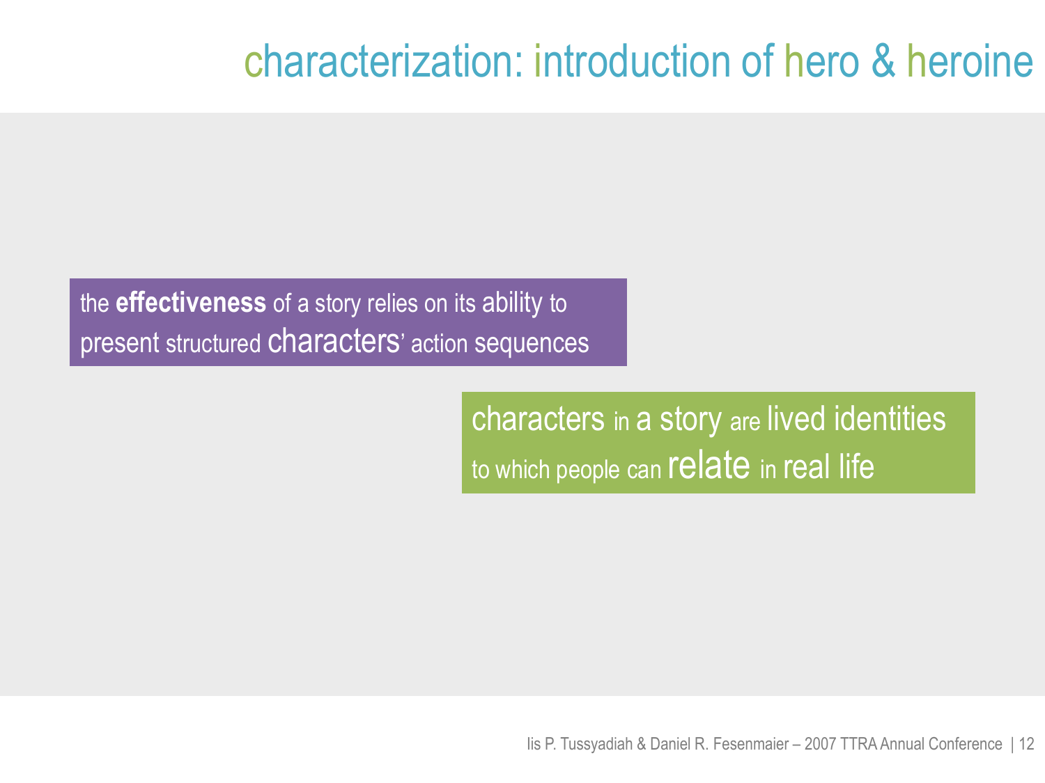# characterization: introduction of hero & heroine

the **effectiveness** of a story relies on its ability to present structured characters' action sequences

characters in a story are lived identities to which people can relate in real life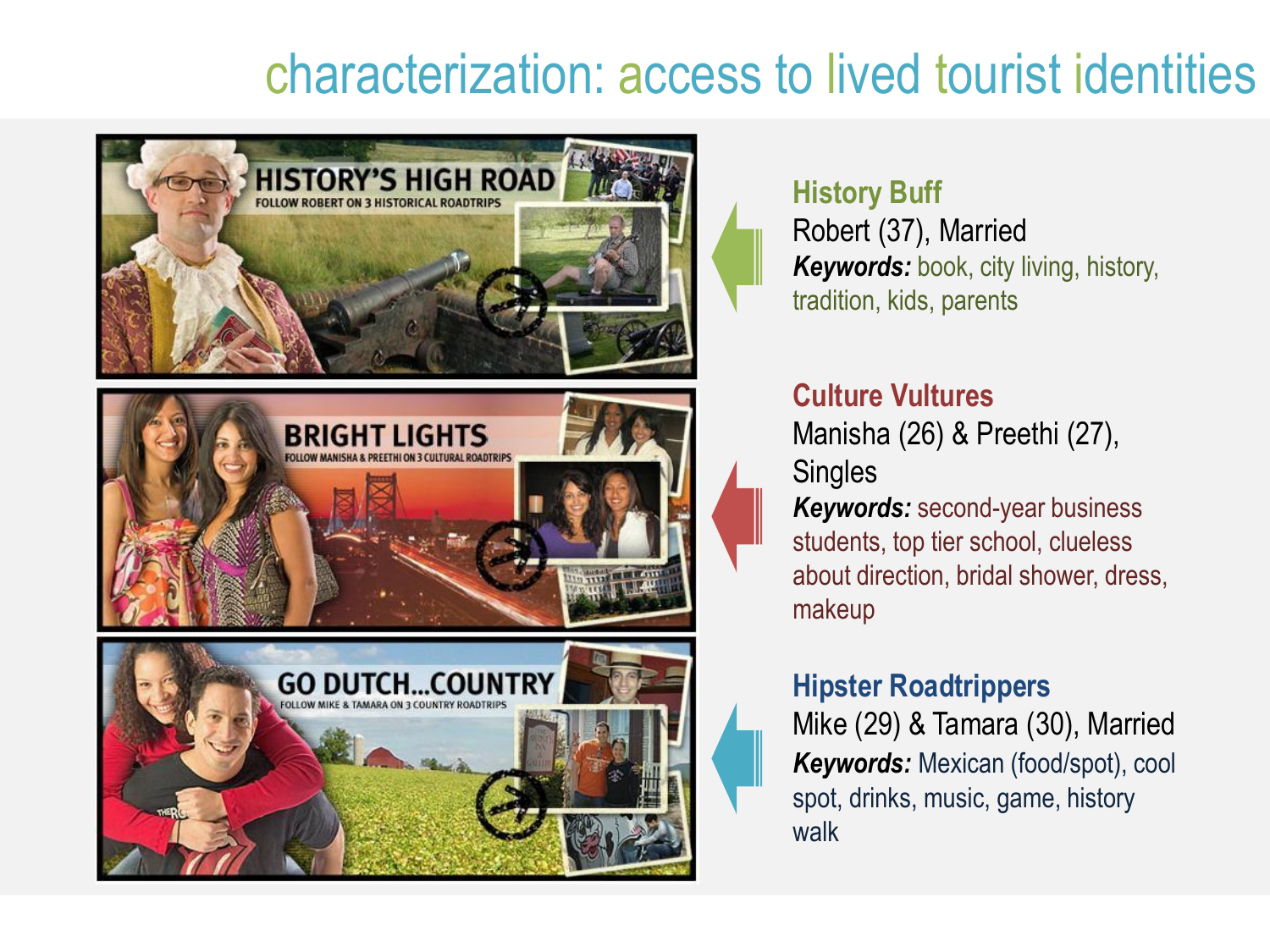# characterization: access to lived tourist identities

HISTORY'S HIGH ROAD
FOLLOW ROBERT ON 3 HISTORICAL ROADTRIPS

BRIGHT LIGHTS
FOLLOW MANISHA & PREETHI ON 3 CULTURAL ROADTRIPS

GO DUTCH...COUNTRY
FOLLOW MIKE & TAMARA ON 3 COUNTRY ROADTRIPS

### History Buff

Robert (37), Married

***Keywords:*** book, city living, history, tradition, kids, parents

### Culture Vultures

Manisha (26) & Preethi (27), Singles

***Keywords:*** second-year business students, top tier school, clueless about direction, bridal shower, dress, makeup

### Hipster Roadtrippers

Mike (29) & Tamara (30), Married

***Keywords:*** Mexican (food/spot), cool spot, drinks, music, game, history walk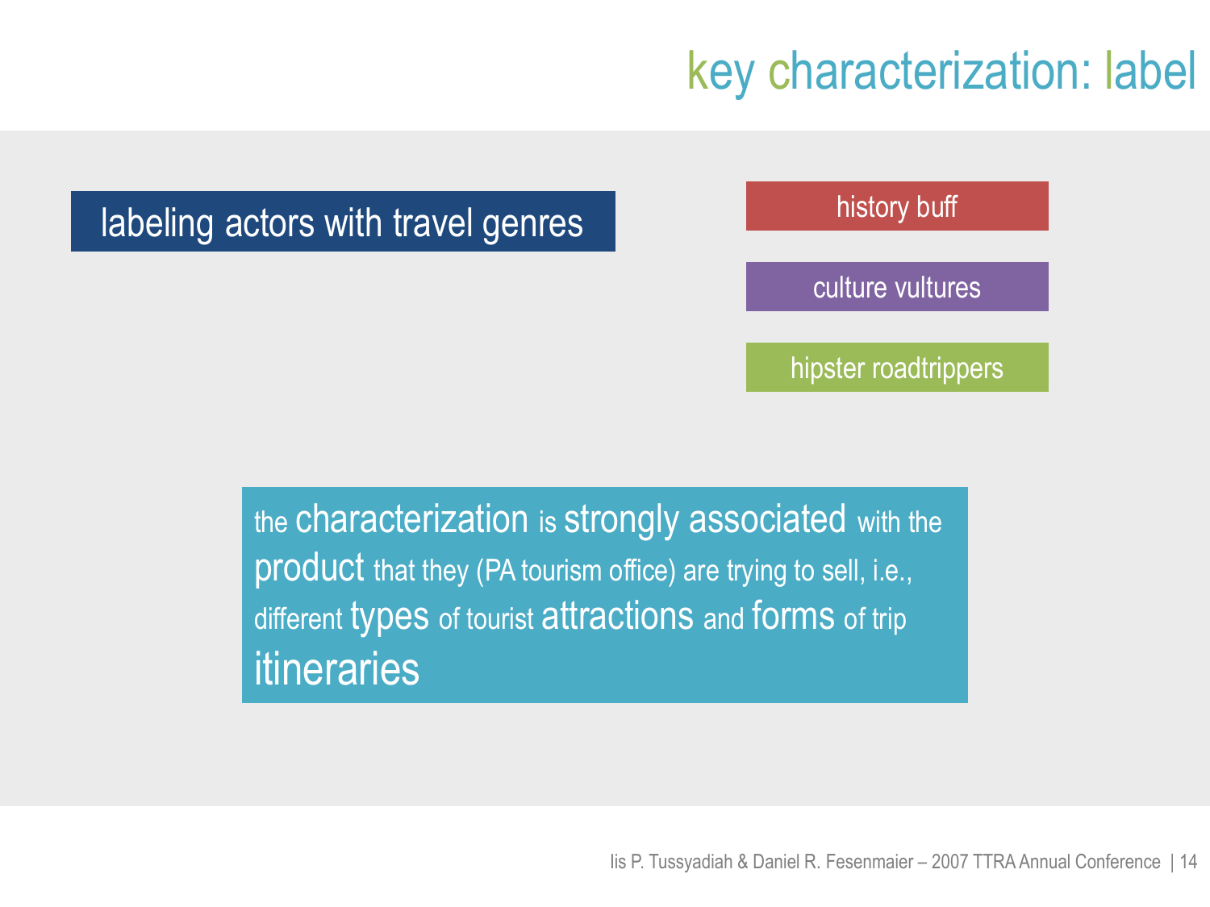# key characterization: label

labeling actors with travel genres

- history buff
- culture vultures
- hipster roadtrippers

the characterization is strongly associated with the product that they (PA tourism office) are trying to sell, i.e., different types of tourist attractions and forms of trip itineraries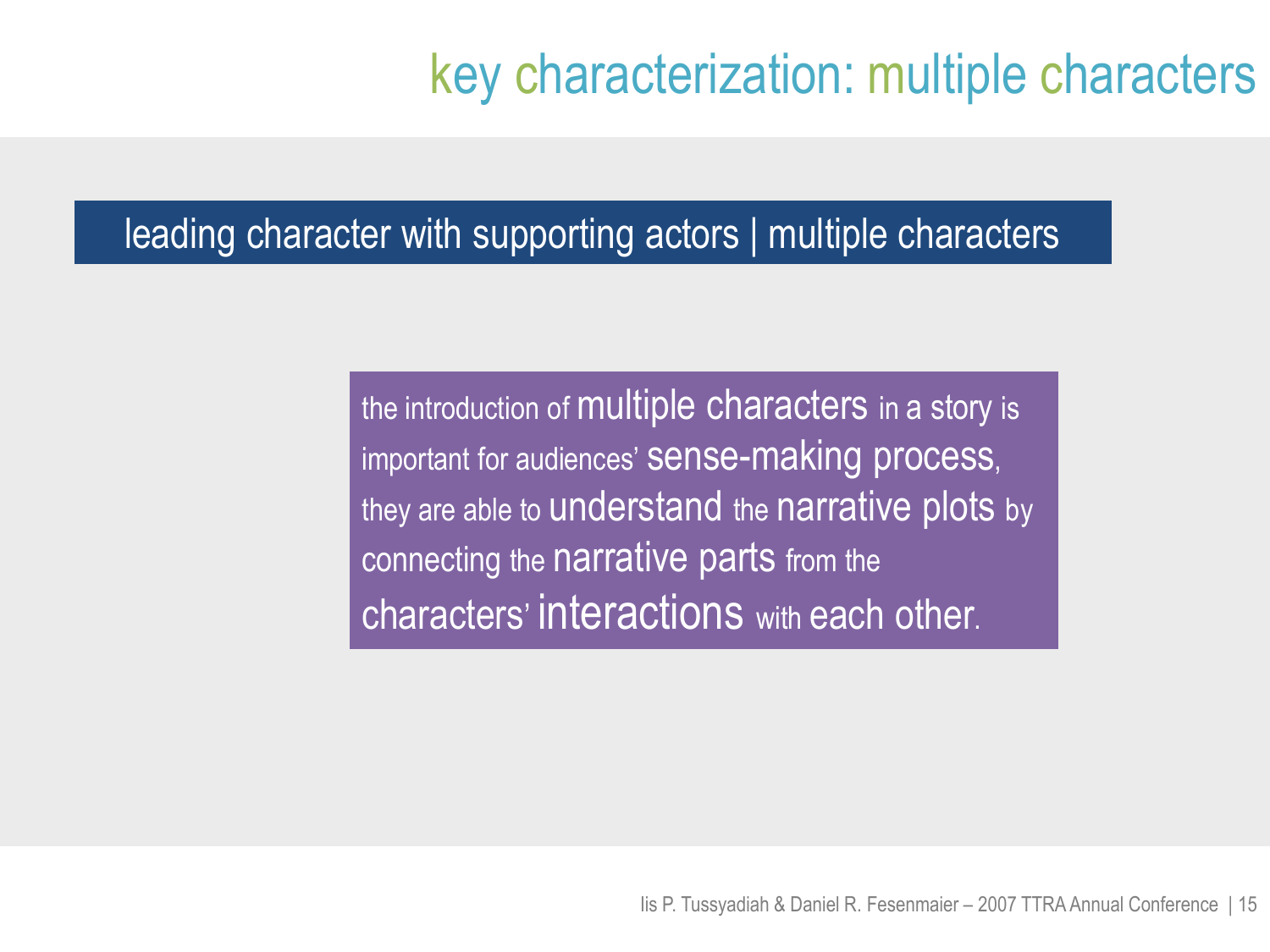# key characterization: multiple characters

## leading character with supporting actors | multiple characters

the introduction of multiple characters in a story is important for audiences' sense-making process, they are able to understand the narrative plots by connecting the narrative parts from the characters' interactions with each other.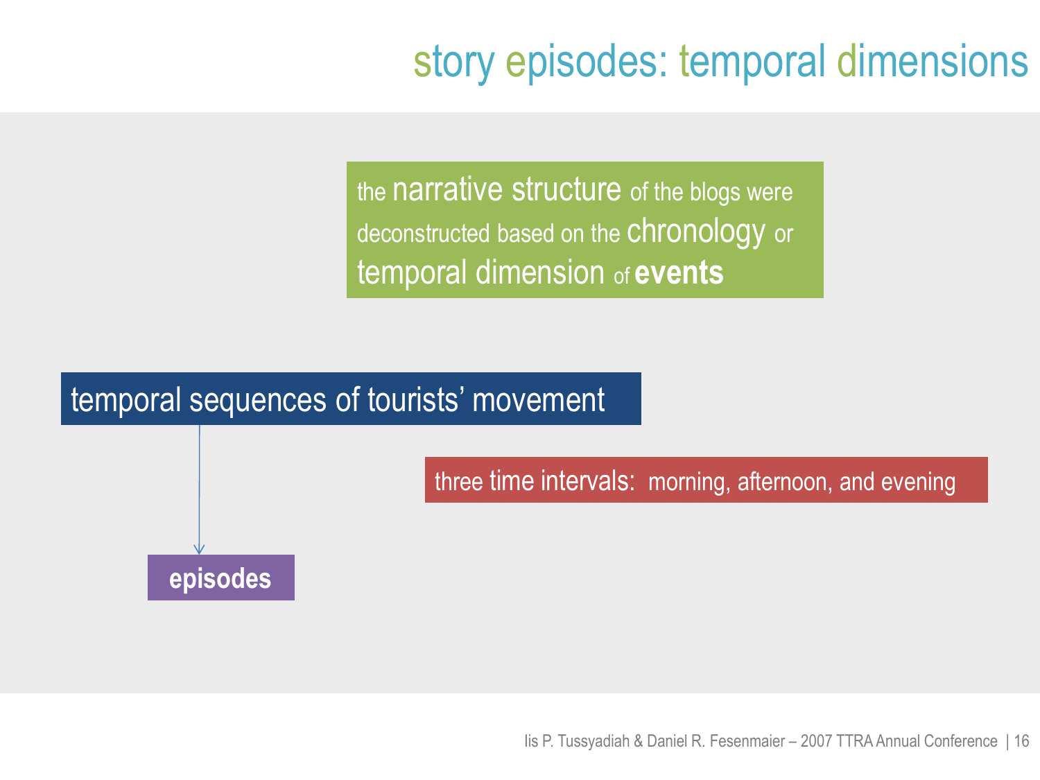# story episodes: temporal dimensions

the narrative structure of the blogs were deconstructed based on the chronology or temporal dimension of **events**

temporal sequences of tourists' movement

→ **episodes**

three time intervals: morning, afternoon, and evening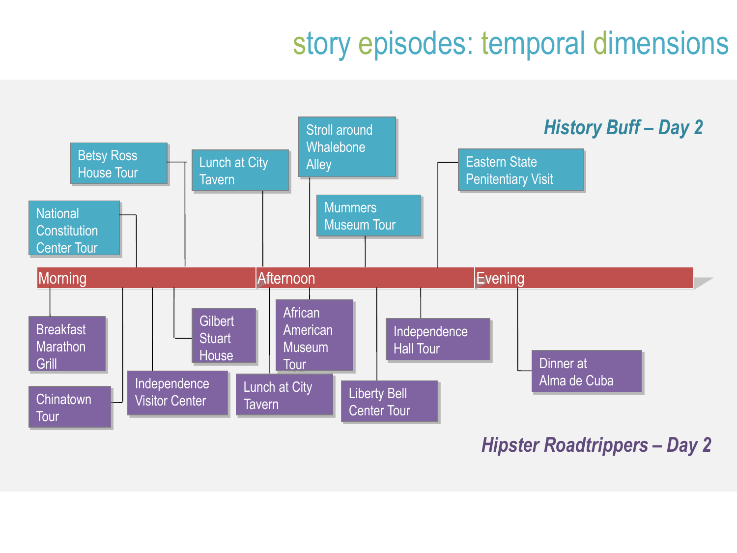# story episodes: temporal dimensions

### *History Buff – Day 2*

- National Constitution Center Tour
- Betsy Ross House Tour
- Lunch at City Tavern
- Stroll around Whalebone Alley
- Mummers Museum Tour
- Eastern State Penitentiary Visit

**Morning** | **Afternoon** | **Evening**

- Breakfast Marathon Grill
- Chinatown Tour
- Independence Visitor Center
- Gilbert Stuart House
- Lunch at City Tavern
- African American Museum Tour
- Liberty Bell Center Tour
- Independence Hall Tour
- Dinner at Alma de Cuba

### *Hipster Roadtrippers – Day 2*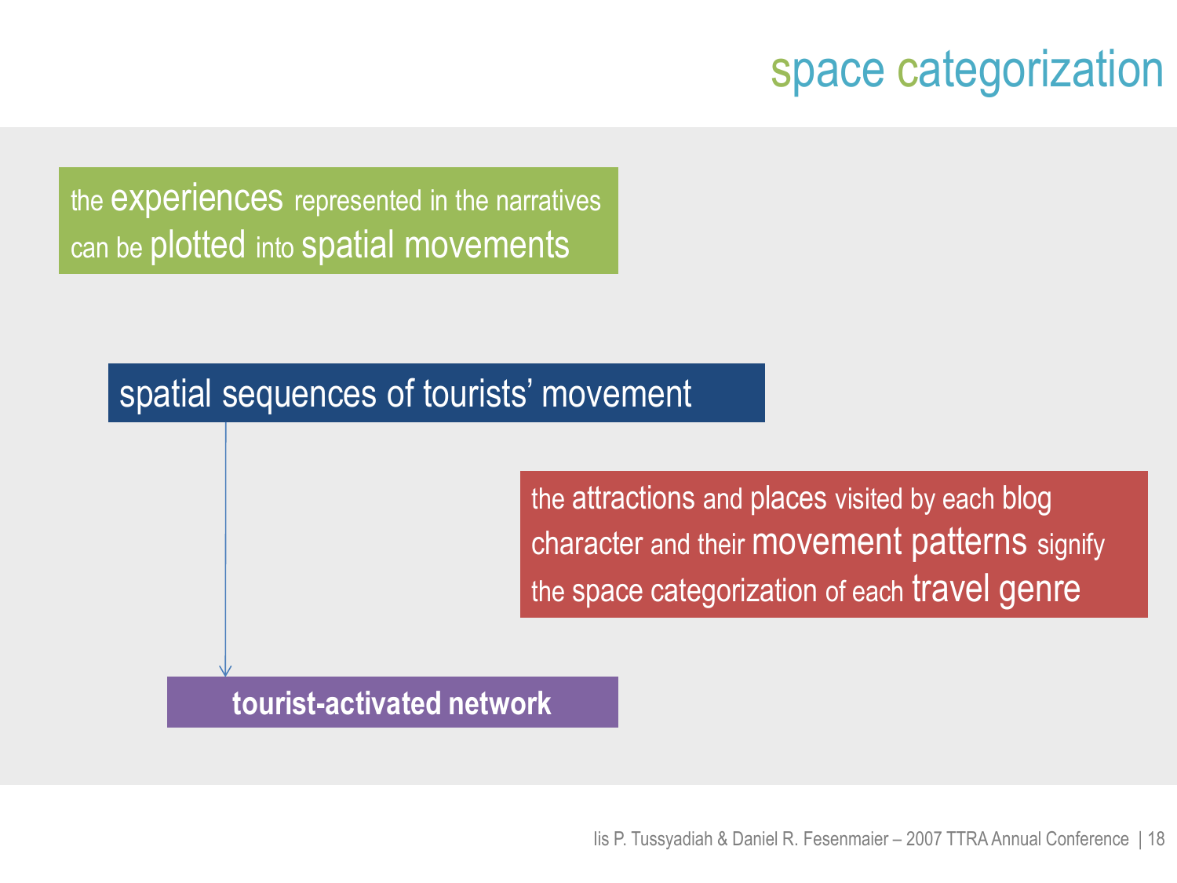# space categorization

the experiences represented in the narratives can be plotted into spatial movements

spatial sequences of tourists' movement

the attractions and places visited by each blog character and their movement patterns signify the space categorization of each travel genre

**tourist-activated network**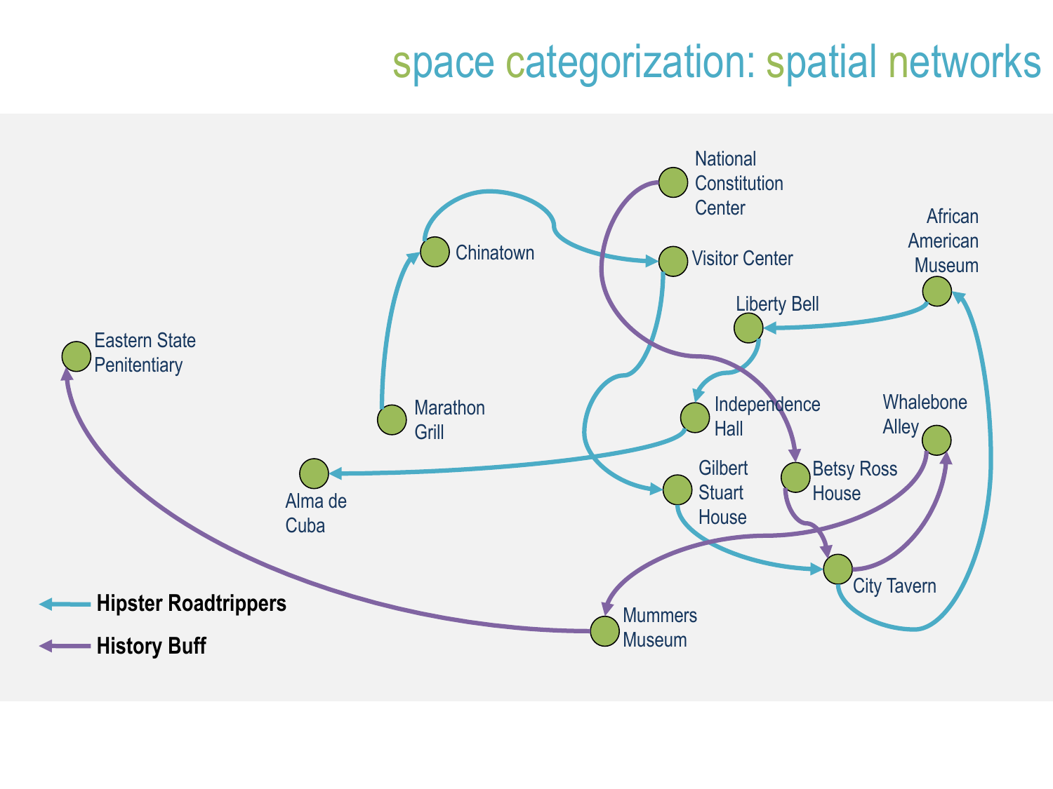# space categorization: spatial networks

National Constitution Center

Chinatown

Visitor Center

African American Museum

Liberty Bell

Eastern State Penitentiary

Marathon Grill

Independence Hall

Whalebone Alley

Alma de Cuba

Gilbert Stuart House

Betsy Ross House

City Tavern

Mummers Museum

**Hipster Roadtrippers**

**History Buff**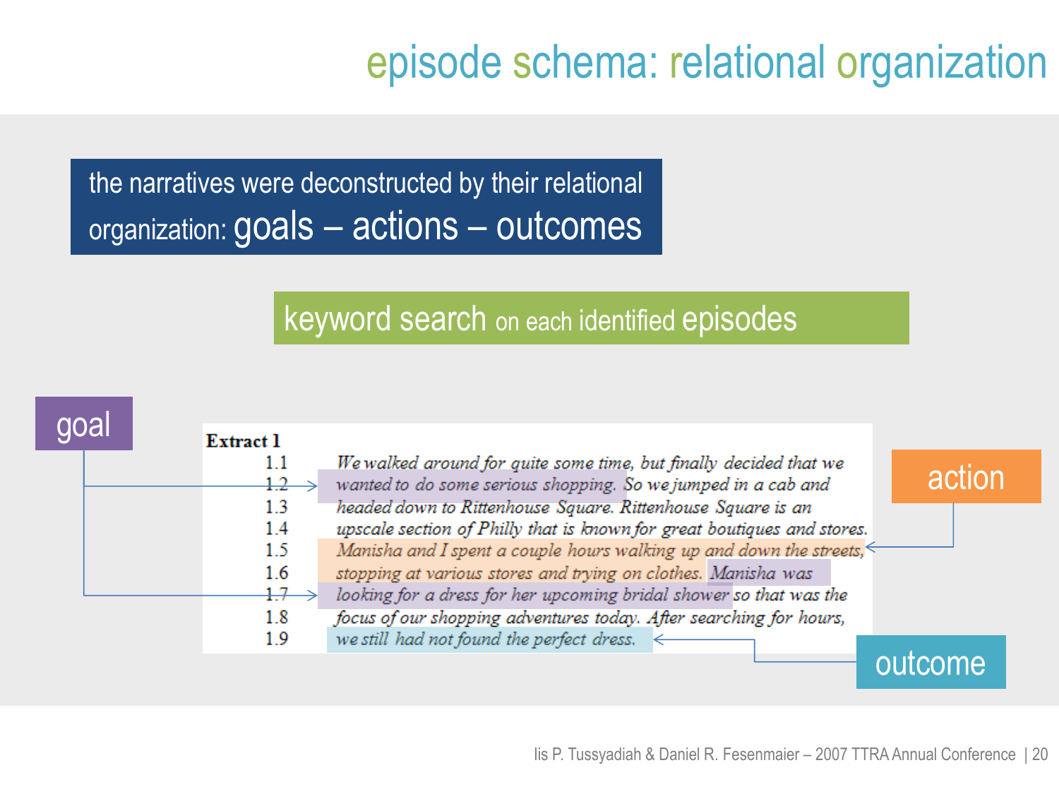# episode schema: relational organization

the narratives were deconstructed by their relational organization: **goals – actions – outcomes**

**keyword search** on each identified **episodes**

goal

**Extract 1**

| | |
|---|---|
| 1.1 | *We walked around for quite some time, but finally decided that we* |
| 1.2 | *wanted to do some serious shopping. So we jumped in a cab and* |
| 1.3 | *headed down to Rittenhouse Square. Rittenhouse Square is an* |
| 1.4 | *upscale section of Philly that is known for great boutiques and stores.* |
| 1.5 | *Manisha and I spent a couple hours walking up and down the streets,* |
| 1.6 | *stopping at various stores and trying on clothes. Manisha was* |
| 1.7 | *looking for a dress for her upcoming bridal shower so that was the* |
| 1.8 | *focus of our shopping adventures today. After searching for hours,* |
| 1.9 | *we still had not found the perfect dress.* |

action

outcome

Iis P. Tussyadiah & Daniel R. Fesenmaier – 2007 TTRA Annual Conference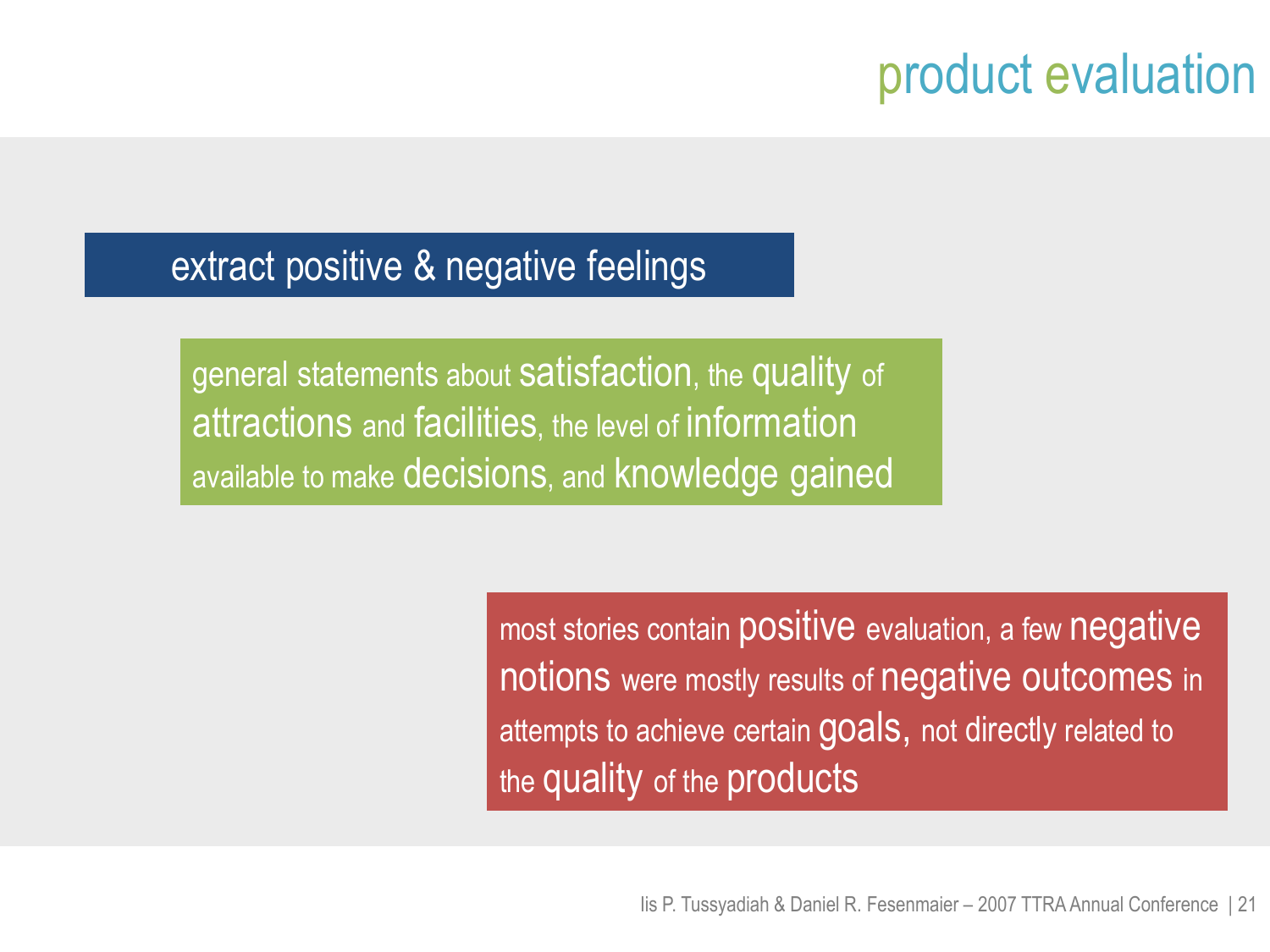# product evaluation

## extract positive & negative feelings

general statements about satisfaction, the quality of attractions and facilities, the level of information available to make decisions, and knowledge gained

most stories contain positive evaluation, a few negative notions were mostly results of negative outcomes in attempts to achieve certain goals, not directly related to the quality of the products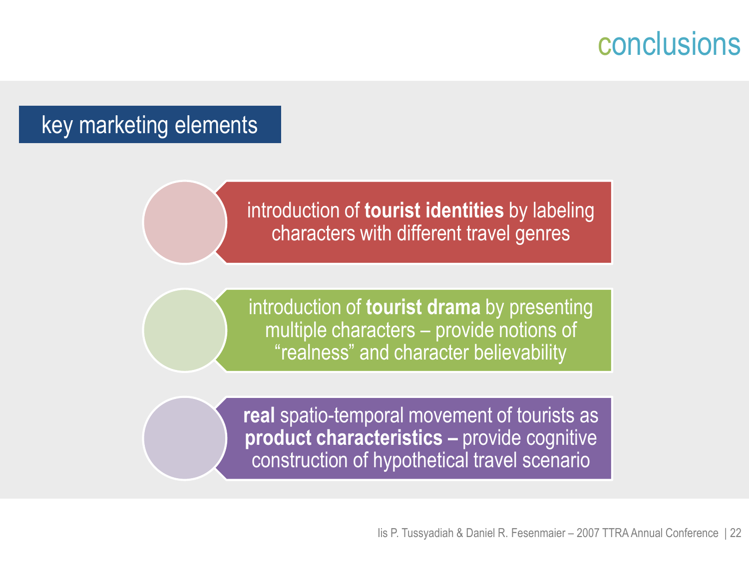# conclusions

## key marketing elements

- introduction of **tourist identities** by labeling characters with different travel genres
- introduction of **tourist drama** by presenting multiple characters – provide notions of "realness" and character believability
- **real** spatio-temporal movement of tourists as **product characteristics –** provide cognitive construction of hypothetical travel scenario